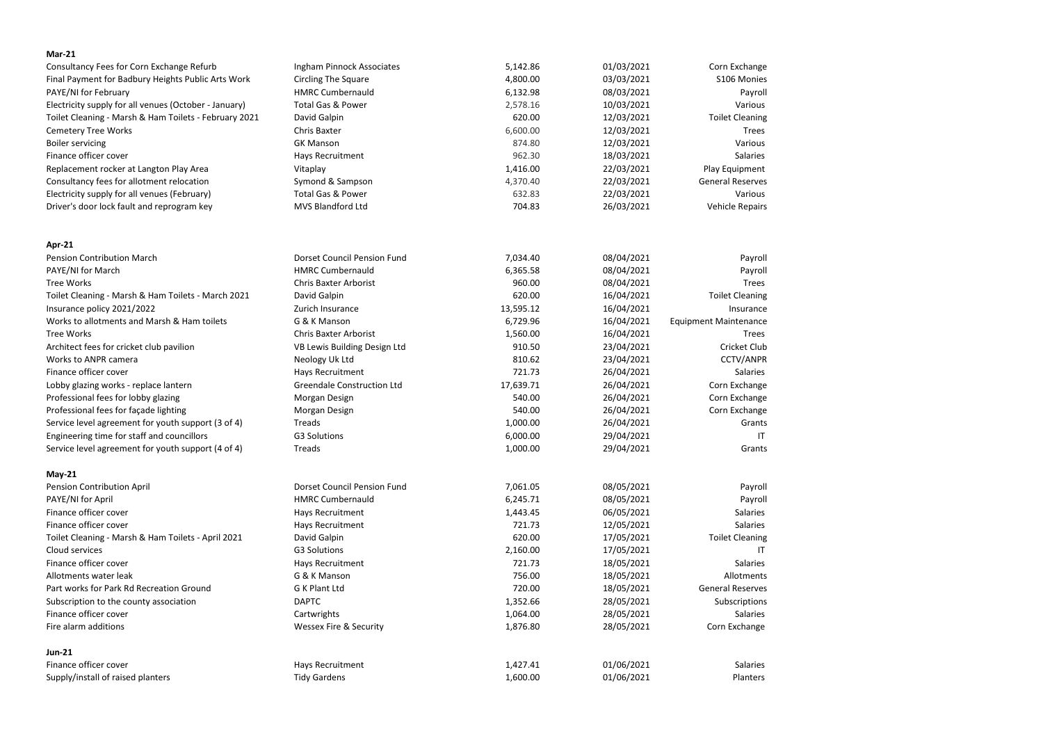**Mar-21**

| | | | | |
|---|---|---|---|---|
| Consultancy Fees for Corn Exchange Refurb | Ingham Pinnock Associates | 5,142.86 | 01/03/2021 | Corn Exchange |
| Final Payment for Badbury Heights Public Arts Work | Circling The Square | 4,800.00 | 03/03/2021 | S106 Monies |
| PAYE/NI for February | HMRC Cumbernauld | 6,132.98 | 08/03/2021 | Payroll |
| Electricity supply for all venues (October - January) | Total Gas & Power | 2,578.16 | 10/03/2021 | Various |
| Toilet Cleaning - Marsh & Ham Toilets - February 2021 | David Galpin | 620.00 | 12/03/2021 | Toilet Cleaning |
| Cemetery Tree Works | Chris Baxter | 6,600.00 | 12/03/2021 | Trees |
| Boiler servicing | GK Manson | 874.80 | 12/03/2021 | Various |
| Finance officer cover | Hays Recruitment | 962.30 | 18/03/2021 | Salaries |
| Replacement rocker at Langton Play Area | Vitaplay | 1,416.00 | 22/03/2021 | Play Equipment |
| Consultancy fees for allotment relocation | Symond & Sampson | 4,370.40 | 22/03/2021 | General Reserves |
| Electricity supply for all venues (February) | Total Gas & Power | 632.83 | 22/03/2021 | Various |
| Driver's door lock fault and reprogram key | MVS Blandford Ltd | 704.83 | 26/03/2021 | Vehicle Repairs |

**Apr-21**

| | | | | |
|---|---|---|---|---|
| Pension Contribution March | Dorset Council Pension Fund | 7,034.40 | 08/04/2021 | Payroll |
| PAYE/NI for March | HMRC Cumbernauld | 6,365.58 | 08/04/2021 | Payroll |
| Tree Works | Chris Baxter Arborist | 960.00 | 08/04/2021 | Trees |
| Toilet Cleaning - Marsh & Ham Toilets - March 2021 | David Galpin | 620.00 | 16/04/2021 | Toilet Cleaning |
| Insurance policy 2021/2022 | Zurich Insurance | 13,595.12 | 16/04/2021 | Insurance |
| Works to allotments and Marsh & Ham toilets | G & K Manson | 6,729.96 | 16/04/2021 | Equipment Maintenance |
| Tree Works | Chris Baxter Arborist | 1,560.00 | 16/04/2021 | Trees |
| Architect fees for cricket club pavilion | VB Lewis Building Design Ltd | 910.50 | 23/04/2021 | Cricket Club |
| Works to ANPR camera | Neology Uk Ltd | 810.62 | 23/04/2021 | CCTV/ANPR |
| Finance officer cover | Hays Recruitment | 721.73 | 26/04/2021 | Salaries |
| Lobby glazing works - replace lantern | Greendale Construction Ltd | 17,639.71 | 26/04/2021 | Corn Exchange |
| Professional fees for lobby glazing | Morgan Design | 540.00 | 26/04/2021 | Corn Exchange |
| Professional fees for façade lighting | Morgan Design | 540.00 | 26/04/2021 | Corn Exchange |
| Service level agreement for youth support (3 of 4) | Treads | 1,000.00 | 26/04/2021 | Grants |
| Engineering time for staff and councillors | G3 Solutions | 6,000.00 | 29/04/2021 | IT |
| Service level agreement for youth support (4 of 4) | Treads | 1,000.00 | 29/04/2021 | Grants |

**May-21**

| | | | | |
|---|---|---|---|---|
| Pension Contribution April | Dorset Council Pension Fund | 7,061.05 | 08/05/2021 | Payroll |
| PAYE/NI for April | HMRC Cumbernauld | 6,245.71 | 08/05/2021 | Payroll |
| Finance officer cover | Hays Recruitment | 1,443.45 | 06/05/2021 | Salaries |
| Finance officer cover | Hays Recruitment | 721.73 | 12/05/2021 | Salaries |
| Toilet Cleaning - Marsh & Ham Toilets - April 2021 | David Galpin | 620.00 | 17/05/2021 | Toilet Cleaning |
| Cloud services | G3 Solutions | 2,160.00 | 17/05/2021 | IT |
| Finance officer cover | Hays Recruitment | 721.73 | 18/05/2021 | Salaries |
| Allotments water leak | G & K Manson | 756.00 | 18/05/2021 | Allotments |
| Part works for Park Rd Recreation Ground | G K Plant Ltd | 720.00 | 18/05/2021 | General Reserves |
| Subscription to the county association | DAPTC | 1,352.66 | 28/05/2021 | Subscriptions |
| Finance officer cover | Cartwrights | 1,064.00 | 28/05/2021 | Salaries |
| Fire alarm additions | Wessex Fire & Security | 1,876.80 | 28/05/2021 | Corn Exchange |

**Jun-21**

| | | | | |
|---|---|---|---|---|
| Finance officer cover | Hays Recruitment | 1,427.41 | 01/06/2021 | Salaries |
| Supply/install of raised planters | Tidy Gardens | 1,600.00 | 01/06/2021 | Planters |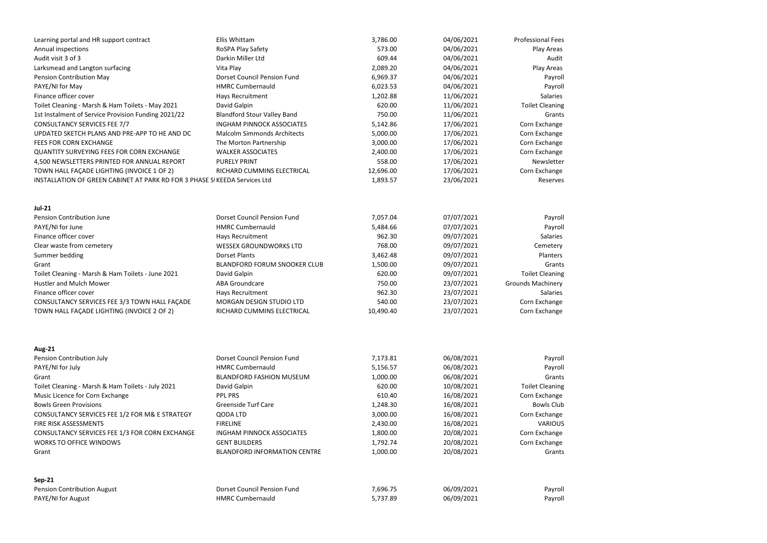| | | | | |
|---|---|---|---|---|
| Learning portal and HR support contract | Ellis Whittam | 3,786.00 | 04/06/2021 | Professional Fees |
| Annual inspections | RoSPA Play Safety | 573.00 | 04/06/2021 | Play Areas |
| Audit visit 3 of 3 | Darkin Miller Ltd | 609.44 | 04/06/2021 | Audit |
| Larksmead and Langton surfacing | Vita Play | 2,089.20 | 04/06/2021 | Play Areas |
| Pension Contribution May | Dorset Council Pension Fund | 6,969.37 | 04/06/2021 | Payroll |
| PAYE/NI for May | HMRC Cumbernauld | 6,023.53 | 04/06/2021 | Payroll |
| Finance officer cover | Hays Recruitment | 1,202.88 | 11/06/2021 | Salaries |
| Toilet Cleaning - Marsh & Ham Toilets - May 2021 | David Galpin | 620.00 | 11/06/2021 | Toilet Cleaning |
| 1st Instalment of Service Provision Funding 2021/22 | Blandford Stour Valley Band | 750.00 | 11/06/2021 | Grants |
| CONSULTANCY SERVICES FEE 7/7 | INGHAM PINNOCK ASSOCIATES | 5,142.86 | 17/06/2021 | Corn Exchange |
| UPDATED SKETCH PLANS AND PRE-APP TO HE AND DC | Malcolm Simmonds Architects | 5,000.00 | 17/06/2021 | Corn Exchange |
| FEES FOR CORN EXCHANGE | The Morton Partnership | 3,000.00 | 17/06/2021 | Corn Exchange |
| QUANTITY SURVEYING FEES FOR CORN EXCHANGE | WALKER ASSOCIATES | 2,400.00 | 17/06/2021 | Corn Exchange |
| 4,500 NEWSLETTERS PRINTED FOR ANNUAL REPORT | PURELY PRINT | 558.00 | 17/06/2021 | Newsletter |
| TOWN HALL FAÇADE LIGHTING (INVOICE 1 OF 2) | RICHARD CUMMINS ELECTRICAL | 12,696.00 | 17/06/2021 | Corn Exchange |
| INSTALLATION OF GREEN CABINET AT PARK RD FOR 3 PHASE S | KEEDA Services Ltd | 1,893.57 | 23/06/2021 | Reserves |
| **Jul-21** | | | | |
| Pension Contribution June | Dorset Council Pension Fund | 7,057.04 | 07/07/2021 | Payroll |
| PAYE/NI for June | HMRC Cumbernauld | 5,484.66 | 07/07/2021 | Payroll |
| Finance officer cover | Hays Recruitment | 962.30 | 09/07/2021 | Salaries |
| Clear waste from cemetery | WESSEX GROUNDWORKS LTD | 768.00 | 09/07/2021 | Cemetery |
| Summer bedding | Dorset Plants | 3,462.48 | 09/07/2021 | Planters |
| Grant | BLANDFORD FORUM SNOOKER CLUB | 1,500.00 | 09/07/2021 | Grants |
| Toilet Cleaning - Marsh & Ham Toilets - June 2021 | David Galpin | 620.00 | 09/07/2021 | Toilet Cleaning |
| Hustler and Mulch Mower | ABA Groundcare | 750.00 | 23/07/2021 | Grounds Machinery |
| Finance officer cover | Hays Recruitment | 962.30 | 23/07/2021 | Salaries |
| CONSULTANCY SERVICES FEE 3/3 TOWN HALL FAÇADE | MORGAN DESIGN STUDIO LTD | 540.00 | 23/07/2021 | Corn Exchange |
| TOWN HALL FAÇADE LIGHTING (INVOICE 2 OF 2) | RICHARD CUMMINS ELECTRICAL | 10,490.40 | 23/07/2021 | Corn Exchange |
| **Aug-21** | | | | |
| Pension Contribution July | Dorset Council Pension Fund | 7,173.81 | 06/08/2021 | Payroll |
| PAYE/NI for July | HMRC Cumbernauld | 5,156.57 | 06/08/2021 | Payroll |
| Grant | BLANDFORD FASHION MUSEUM | 1,000.00 | 06/08/2021 | Grants |
| Toilet Cleaning - Marsh & Ham Toilets - July 2021 | David Galpin | 620.00 | 10/08/2021 | Toilet Cleaning |
| Music Licence for Corn Exchange | PPL PRS | 610.40 | 16/08/2021 | Corn Exchange |
| Bowls Green Provisions | Greenside Turf Care | 1,248.30 | 16/08/2021 | Bowls Club |
| CONSULTANCY SERVICES FEE 1/2 FOR M& E STRATEGY | QODA LTD | 3,000.00 | 16/08/2021 | Corn Exchange |
| FIRE RISK ASSESSMENTS | FIRELINE | 2,430.00 | 16/08/2021 | VARIOUS |
| CONSULTANCY SERVICES FEE 1/3 FOR CORN EXCHANGE | INGHAM PINNOCK ASSOCIATES | 1,800.00 | 20/08/2021 | Corn Exchange |
| WORKS TO OFFICE WINDOWS | GENT BUILDERS | 1,792.74 | 20/08/2021 | Corn Exchange |
| Grant | BLANDFORD INFORMATION CENTRE | 1,000.00 | 20/08/2021 | Grants |
| **Sep-21** | | | | |
| Pension Contribution August | Dorset Council Pension Fund | 7,696.75 | 06/09/2021 | Payroll |
| PAYE/NI for August | HMRC Cumbernauld | 5,737.89 | 06/09/2021 | Payroll |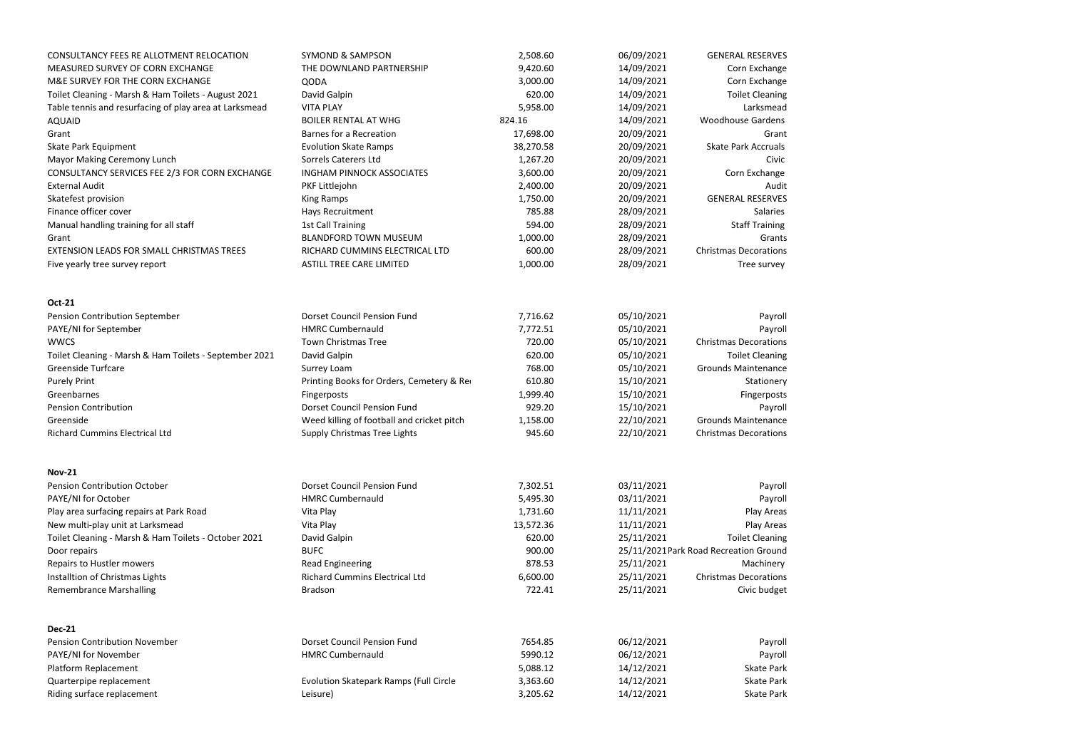| | | | | |
|---|---|---|---|---|
| CONSULTANCY FEES RE ALLOTMENT RELOCATION | SYMOND & SAMPSON | 2,508.60 | 06/09/2021 | GENERAL RESERVES |
| MEASURED SURVEY OF CORN EXCHANGE | THE DOWNLAND PARTNERSHIP | 9,420.60 | 14/09/2021 | Corn Exchange |
| M&E SURVEY FOR THE CORN EXCHANGE | QODA | 3,000.00 | 14/09/2021 | Corn Exchange |
| Toilet Cleaning - Marsh & Ham Toilets - August 2021 | David Galpin | 620.00 | 14/09/2021 | Toilet Cleaning |
| Table tennis and resurfacing of play area at Larksmead | VITA PLAY | 5,958.00 | 14/09/2021 | Larksmead |
| AQUAID | BOILER RENTAL AT WHG | 824.16 | 14/09/2021 | Woodhouse Gardens |
| Grant | Barnes for a Recreation | 17,698.00 | 20/09/2021 | Grant |
| Skate Park Equipment | Evolution Skate Ramps | 38,270.58 | 20/09/2021 | Skate Park Accruals |
| Mayor Making Ceremony Lunch | Sorrels Caterers Ltd | 1,267.20 | 20/09/2021 | Civic |
| CONSULTANCY SERVICES FEE 2/3 FOR CORN EXCHANGE | INGHAM PINNOCK ASSOCIATES | 3,600.00 | 20/09/2021 | Corn Exchange |
| External Audit | PKF Littlejohn | 2,400.00 | 20/09/2021 | Audit |
| Skatefest provision | King Ramps | 1,750.00 | 20/09/2021 | GENERAL RESERVES |
| Finance officer cover | Hays Recruitment | 785.88 | 28/09/2021 | Salaries |
| Manual handling training for all staff | 1st Call Training | 594.00 | 28/09/2021 | Staff Training |
| Grant | BLANDFORD TOWN MUSEUM | 1,000.00 | 28/09/2021 | Grants |
| EXTENSION LEADS FOR SMALL CHRISTMAS TREES | RICHARD CUMMINS ELECTRICAL LTD | 600.00 | 28/09/2021 | Christmas Decorations |
| Five yearly tree survey report | ASTILL TREE CARE LIMITED | 1,000.00 | 28/09/2021 | Tree survey |
| | | | | |
| **Oct-21** | | | | |
| Pension Contribution September | Dorset Council Pension Fund | 7,716.62 | 05/10/2021 | Payroll |
| PAYE/NI for September | HMRC Cumbernauld | 7,772.51 | 05/10/2021 | Payroll |
| WWCS | Town Christmas Tree | 720.00 | 05/10/2021 | Christmas Decorations |
| Toilet Cleaning - Marsh & Ham Toilets - September 2021 | David Galpin | 620.00 | 05/10/2021 | Toilet Cleaning |
| Greenside Turfcare | Surrey Loam | 768.00 | 05/10/2021 | Grounds Maintenance |
| Purely Print | Printing Books for Orders, Cemetery & Re | 610.80 | 15/10/2021 | Stationery |
| Greenbarnes | Fingerposts | 1,999.40 | 15/10/2021 | Fingerposts |
| Pension Contribution | Dorset Council Pension Fund | 929.20 | 15/10/2021 | Payroll |
| Greenside | Weed killing of football and cricket pitch | 1,158.00 | 22/10/2021 | Grounds Maintenance |
| Richard Cummins Electrical Ltd | Supply Christmas Tree Lights | 945.60 | 22/10/2021 | Christmas Decorations |
| | | | | |
| **Nov-21** | | | | |
| Pension Contribution October | Dorset Council Pension Fund | 7,302.51 | 03/11/2021 | Payroll |
| PAYE/NI for October | HMRC Cumbernauld | 5,495.30 | 03/11/2021 | Payroll |
| Play area surfacing repairs at Park Road | Vita Play | 1,731.60 | 11/11/2021 | Play Areas |
| New multi-play unit at Larksmead | Vita Play | 13,572.36 | 11/11/2021 | Play Areas |
| Toilet Cleaning - Marsh & Ham Toilets - October 2021 | David Galpin | 620.00 | 25/11/2021 | Toilet Cleaning |
| Door repairs | BUFC | 900.00 | 25/11/2021 | Park Road Recreation Ground |
| Repairs to Hustler mowers | Read Engineering | 878.53 | 25/11/2021 | Machinery |
| Installtion of Christmas Lights | Richard Cummins Electrical Ltd | 6,600.00 | 25/11/2021 | Christmas Decorations |
| Remembrance Marshalling | Bradson | 722.41 | 25/11/2021 | Civic budget |
| | | | | |
| **Dec-21** | | | | |
| Pension Contribution November | Dorset Council Pension Fund | 7654.85 | 06/12/2021 | Payroll |
| PAYE/NI for November | HMRC Cumbernauld | 5990.12 | 06/12/2021 | Payroll |
| Platform Replacement | | 5,088.12 | 14/12/2021 | Skate Park |
| Quarterpipe replacement | Evolution Skatepark Ramps (Full Circle | 3,363.60 | 14/12/2021 | Skate Park |
| Riding surface replacement | Leisure) | 3,205.62 | 14/12/2021 | Skate Park |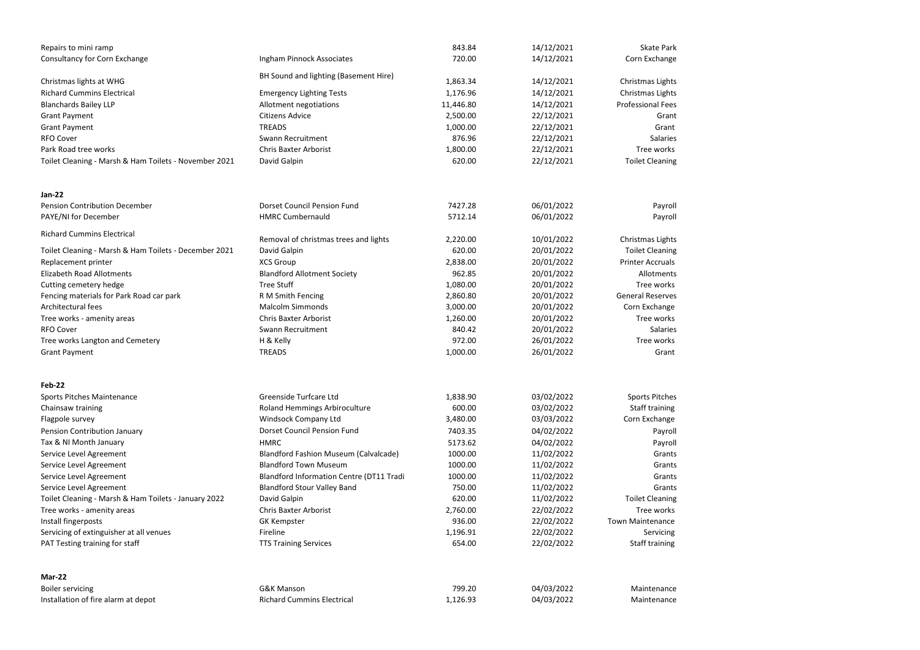| | | | | |
|---|---|---|---|---|
| Repairs to mini ramp | | 843.84 | 14/12/2021 | Skate Park |
| Consultancy for Corn Exchange | Ingham Pinnock Associates | 720.00 | 14/12/2021 | Corn Exchange |
| Christmas lights at WHG | BH Sound and lighting (Basement Hire) | 1,863.34 | 14/12/2021 | Christmas Lights |
| Richard Cummins Electrical | Emergency Lighting Tests | 1,176.96 | 14/12/2021 | Christmas Lights |
| Blanchards Bailey LLP | Allotment negotiations | 11,446.80 | 14/12/2021 | Professional Fees |
| Grant Payment | Citizens Advice | 2,500.00 | 22/12/2021 | Grant |
| Grant Payment | TREADS | 1,000.00 | 22/12/2021 | Grant |
| RFO Cover | Swann Recruitment | 876.96 | 22/12/2021 | Salaries |
| Park Road tree works | Chris Baxter Arborist | 1,800.00 | 22/12/2021 | Tree works |
| Toilet Cleaning - Marsh & Ham Toilets - November 2021 | David Galpin | 620.00 | 22/12/2021 | Toilet Cleaning |
| **Jan-22** | | | | |
| Pension Contribution December | Dorset Council Pension Fund | 7427.28 | 06/01/2022 | Payroll |
| PAYE/NI for December | HMRC Cumbernauld | 5712.14 | 06/01/2022 | Payroll |
| Richard Cummins Electrical | Removal of christmas trees and lights | 2,220.00 | 10/01/2022 | Christmas Lights |
| Toilet Cleaning - Marsh & Ham Toilets - December 2021 | David Galpin | 620.00 | 20/01/2022 | Toilet Cleaning |
| Replacement printer | XCS Group | 2,838.00 | 20/01/2022 | Printer Accruals |
| Elizabeth Road Allotments | Blandford Allotment Society | 962.85 | 20/01/2022 | Allotments |
| Cutting cemetery hedge | Tree Stuff | 1,080.00 | 20/01/2022 | Tree works |
| Fencing materials for Park Road car park | R M Smith Fencing | 2,860.80 | 20/01/2022 | General Reserves |
| Architectural fees | Malcolm Simmonds | 3,000.00 | 20/01/2022 | Corn Exchange |
| Tree works - amenity areas | Chris Baxter Arborist | 1,260.00 | 20/01/2022 | Tree works |
| RFO Cover | Swann Recruitment | 840.42 | 20/01/2022 | Salaries |
| Tree works Langton and Cemetery | H & Kelly | 972.00 | 26/01/2022 | Tree works |
| Grant Payment | TREADS | 1,000.00 | 26/01/2022 | Grant |
| **Feb-22** | | | | |
| Sports Pitches Maintenance | Greenside Turfcare Ltd | 1,838.90 | 03/02/2022 | Sports Pitches |
| Chainsaw training | Roland Hemmings Arbiroculture | 600.00 | 03/02/2022 | Staff training |
| Flagpole survey | Windsock Company Ltd | 3,480.00 | 03/03/2022 | Corn Exchange |
| Pension Contribution January | Dorset Council Pension Fund | 7403.35 | 04/02/2022 | Payroll |
| Tax & NI Month January | HMRC | 5173.62 | 04/02/2022 | Payroll |
| Service Level Agreement | Blandford Fashion Museum (Calvalcade) | 1000.00 | 11/02/2022 | Grants |
| Service Level Agreement | Blandford Town Museum | 1000.00 | 11/02/2022 | Grants |
| Service Level Agreement | Blandford Information Centre (DT11 Tradi | 1000.00 | 11/02/2022 | Grants |
| Service Level Agreement | Blandford Stour Valley Band | 750.00 | 11/02/2022 | Grants |
| Toilet Cleaning - Marsh & Ham Toilets - January 2022 | David Galpin | 620.00 | 11/02/2022 | Toilet Cleaning |
| Tree works - amenity areas | Chris Baxter Arborist | 2,760.00 | 22/02/2022 | Tree works |
| Install fingerposts | GK Kempster | 936.00 | 22/02/2022 | Town Maintenance |
| Servicing of extinguisher at all venues | Fireline | 1,196.91 | 22/02/2022 | Servicing |
| PAT Testing training for staff | TTS Training Services | 654.00 | 22/02/2022 | Staff training |
| **Mar-22** | | | | |
| Boiler servicing | G&K Manson | 799.20 | 04/03/2022 | Maintenance |
| Installation of fire alarm at depot | Richard Cummins Electrical | 1,126.93 | 04/03/2022 | Maintenance |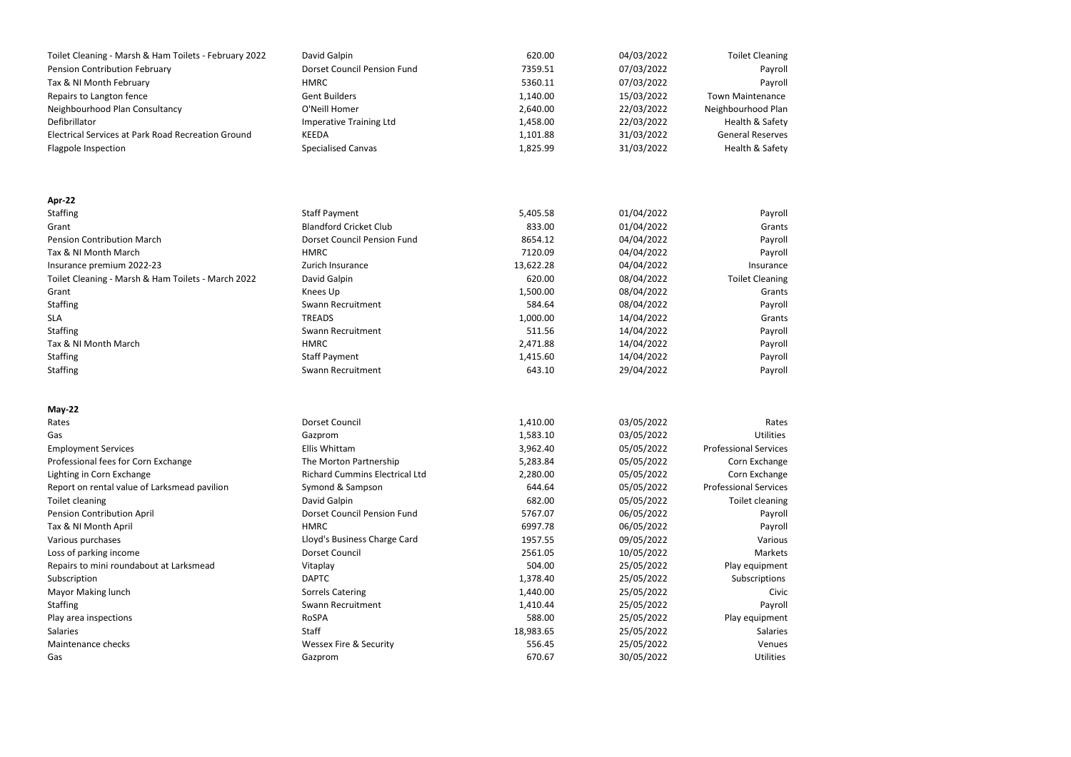| | | | | |
|---|---|---|---|---|
| Toilet Cleaning - Marsh & Ham Toilets - February 2022 | David Galpin | 620.00 | 04/03/2022 | Toilet Cleaning |
| Pension Contribution February | Dorset Council Pension Fund | 7359.51 | 07/03/2022 | Payroll |
| Tax & NI Month February | HMRC | 5360.11 | 07/03/2022 | Payroll |
| Repairs to Langton fence | Gent Builders | 1,140.00 | 15/03/2022 | Town Maintenance |
| Neighbourhood Plan Consultancy | O'Neill Homer | 2,640.00 | 22/03/2022 | Neighbourhood Plan |
| Defibrillator | Imperative Training Ltd | 1,458.00 | 22/03/2022 | Health & Safety |
| Electrical Services at Park Road Recreation Ground | KEEDA | 1,101.88 | 31/03/2022 | General Reserves |
| Flagpole Inspection | Specialised Canvas | 1,825.99 | 31/03/2022 | Health & Safety |

**Apr-22**

| | | | | |
|---|---|---|---|---|
| Staffing | Staff Payment | 5,405.58 | 01/04/2022 | Payroll |
| Grant | Blandford Cricket Club | 833.00 | 01/04/2022 | Grants |
| Pension Contribution March | Dorset Council Pension Fund | 8654.12 | 04/04/2022 | Payroll |
| Tax & NI Month March | HMRC | 7120.09 | 04/04/2022 | Payroll |
| Insurance premium 2022-23 | Zurich Insurance | 13,622.28 | 04/04/2022 | Insurance |
| Toilet Cleaning - Marsh & Ham Toilets - March 2022 | David Galpin | 620.00 | 08/04/2022 | Toilet Cleaning |
| Grant | Knees Up | 1,500.00 | 08/04/2022 | Grants |
| Staffing | Swann Recruitment | 584.64 | 08/04/2022 | Payroll |
| SLA | TREADS | 1,000.00 | 14/04/2022 | Grants |
| Staffing | Swann Recruitment | 511.56 | 14/04/2022 | Payroll |
| Tax & NI Month March | HMRC | 2,471.88 | 14/04/2022 | Payroll |
| Staffing | Staff Payment | 1,415.60 | 14/04/2022 | Payroll |
| Staffing | Swann Recruitment | 643.10 | 29/04/2022 | Payroll |

**May-22**

| | | | | |
|---|---|---|---|---|
| Rates | Dorset Council | 1,410.00 | 03/05/2022 | Rates |
| Gas | Gazprom | 1,583.10 | 03/05/2022 | Utilities |
| Employment Services | Ellis Whittam | 3,962.40 | 05/05/2022 | Professional Services |
| Professional fees for Corn Exchange | The Morton Partnership | 5,283.84 | 05/05/2022 | Corn Exchange |
| Lighting in Corn Exchange | Richard Cummins Electrical Ltd | 2,280.00 | 05/05/2022 | Corn Exchange |
| Report on rental value of Larksmead pavilion | Symond & Sampson | 644.64 | 05/05/2022 | Professional Services |
| Toilet cleaning | David Galpin | 682.00 | 05/05/2022 | Toilet cleaning |
| Pension Contribution April | Dorset Council Pension Fund | 5767.07 | 06/05/2022 | Payroll |
| Tax & NI Month April | HMRC | 6997.78 | 06/05/2022 | Payroll |
| Various purchases | Lloyd's Business Charge Card | 1957.55 | 09/05/2022 | Various |
| Loss of parking income | Dorset Council | 2561.05 | 10/05/2022 | Markets |
| Repairs to mini roundabout at Larksmead | Vitaplay | 504.00 | 25/05/2022 | Play equipment |
| Subscription | DAPTC | 1,378.40 | 25/05/2022 | Subscriptions |
| Mayor Making lunch | Sorrels Catering | 1,440.00 | 25/05/2022 | Civic |
| Staffing | Swann Recruitment | 1,410.44 | 25/05/2022 | Payroll |
| Play area inspections | RoSPA | 588.00 | 25/05/2022 | Play equipment |
| Salaries | Staff | 18,983.65 | 25/05/2022 | Salaries |
| Maintenance checks | Wessex Fire & Security | 556.45 | 25/05/2022 | Venues |
| Gas | Gazprom | 670.67 | 30/05/2022 | Utilities |